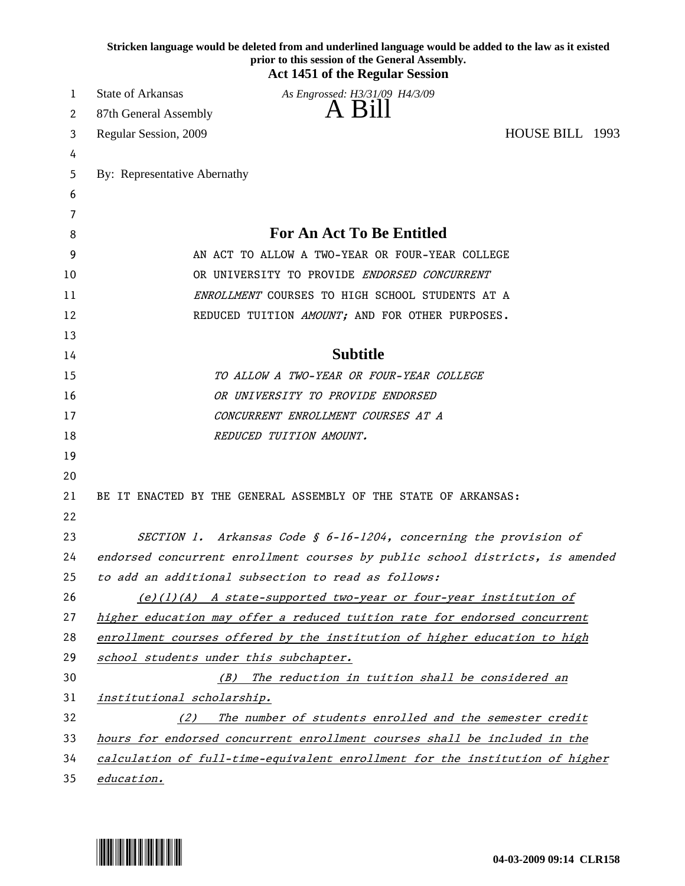Stricken language would be deleted from and underlined language would be added to the law as it existed prior to this session of the General Assembly.

**Act 1451 of the Regular Session**

State of Arkansas
87th General Assembly
Regular Session, 2009

*As Engrossed: H3/31/09 H4/3/09*

# A Bill

HOUSE BILL 1993

By: Representative Abernathy

## For An Act To Be Entitled

AN ACT TO ALLOW A TWO-YEAR OR FOUR-YEAR COLLEGE OR UNIVERSITY TO PROVIDE *ENDORSED CONCURRENT ENROLLMENT* COURSES TO HIGH SCHOOL STUDENTS AT A REDUCED TUITION *AMOUNT;* AND FOR OTHER PURPOSES.

## Subtitle

*TO ALLOW A TWO-YEAR OR FOUR-YEAR COLLEGE OR UNIVERSITY TO PROVIDE ENDORSED CONCURRENT ENROLLMENT COURSES AT A REDUCED TUITION AMOUNT.*

BE IT ENACTED BY THE GENERAL ASSEMBLY OF THE STATE OF ARKANSAS:

*SECTION 1. Arkansas Code § 6-16-1204, concerning the provision of endorsed concurrent enrollment courses by public school districts, is amended to add an additional subsection to read as follows:*

<u>*(e)(1)(A) A state-supported two-year or four-year institution of higher education may offer a reduced tuition rate for endorsed concurrent enrollment courses offered by the institution of higher education to high school students under this subchapter.*</u>

<u>*(B) The reduction in tuition shall be considered an institutional scholarship.*</u>

<u>*(2) The number of students enrolled and the semester credit hours for endorsed concurrent enrollment courses shall be included in the calculation of full-time-equivalent enrollment for the institution of higher education.*</u>

04-03-2009 09:14 CLR158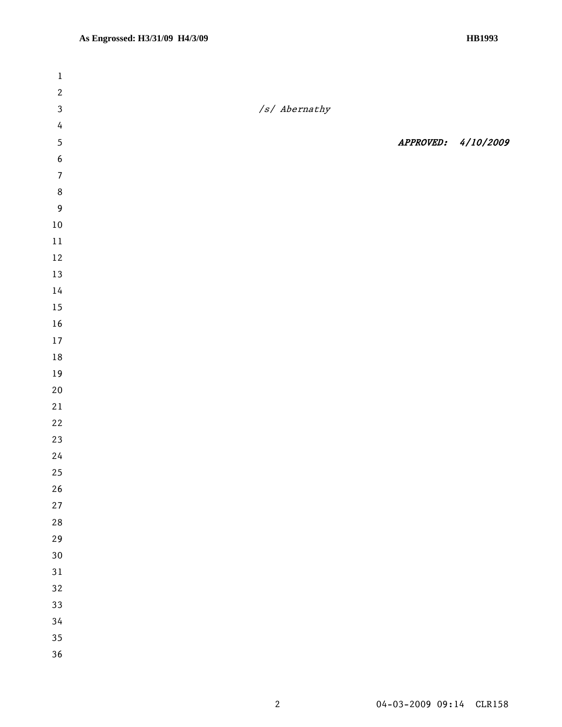/s/ Abernathy

*APPROVED: 4/10/2009*